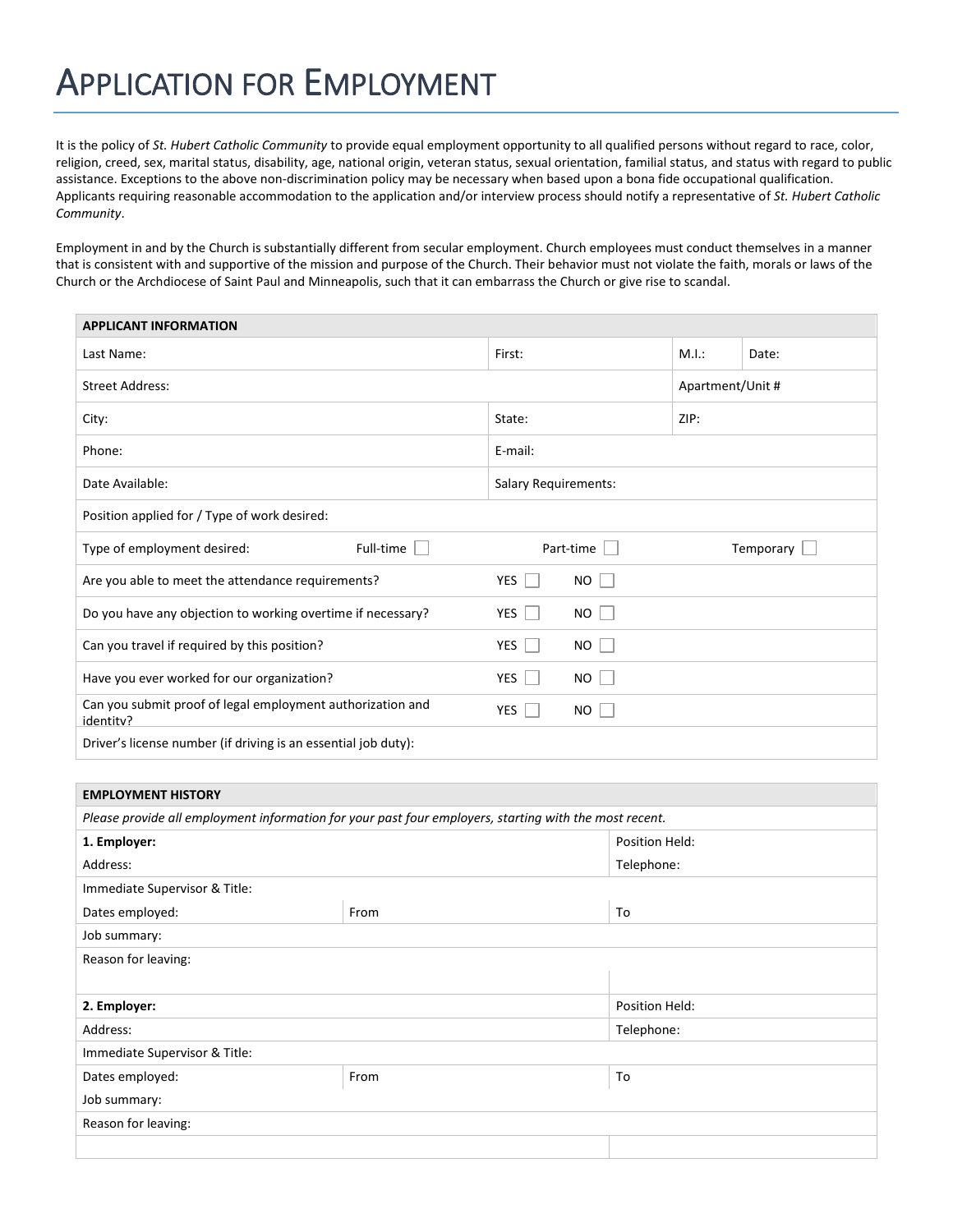# APPLICATION FOR EMPLOYMENT

It is the policy of *St. Hubert Catholic Community* to provide equal employment opportunity to all qualified persons without regard to race, color, religion, creed, sex, marital status, disability, age, national origin, veteran status, sexual orientation, familial status, and status with regard to public assistance. Exceptions to the above non-discrimination policy may be necessary when based upon a bona fide occupational qualification. Applicants requiring reasonable accommodation to the application and/or interview process should notify a representative of *St. Hubert Catholic Community*.

Employment in and by the Church is substantially different from secular employment. Church employees must conduct themselves in a manner that is consistent with and supportive of the mission and purpose of the Church. Their behavior must not violate the faith, morals or laws of the Church or the Archdiocese of Saint Paul and Minneapolis, such that it can embarrass the Church or give rise to scandal.

| **APPLICANT INFORMATION** | | | |
|---|---|---|---|
| Last Name: | First: | M.I.: | Date: |
| Street Address: | | Apartment/Unit # | |
| City: | State: | ZIP: | |
| Phone: | E-mail: | | |
| Date Available: | Salary Requirements: | | |
| Position applied for / Type of work desired: | | | |
| Type of employment desired: Full-time ☐ | Part-time ☐ | Temporary ☐ | |
| Are you able to meet the attendance requirements? | YES ☐ NO ☐ | | |
| Do you have any objection to working overtime if necessary? | YES ☐ NO ☐ | | |
| Can you travel if required by this position? | YES ☐ NO ☐ | | |
| Have you ever worked for our organization? | YES ☐ NO ☐ | | |
| Can you submit proof of legal employment authorization and identity? | YES ☐ NO ☐ | | |
| Driver's license number (if driving is an essential job duty): | | | |

| **EMPLOYMENT HISTORY** | | |
|---|---|---|
| *Please provide all employment information for your past four employers, starting with the most recent.* | | |
| **1. Employer:** | | Position Held: |
| Address: | | Telephone: |
| Immediate Supervisor & Title: | | |
| Dates employed: | From | To |
| Job summary: | | |
| Reason for leaving: | | |
| | | |
| **2. Employer:** | | Position Held: |
| Address: | | Telephone: |
| Immediate Supervisor & Title: | | |
| Dates employed: | From | To |
| Job summary: | | |
| Reason for leaving: | | |
| | | |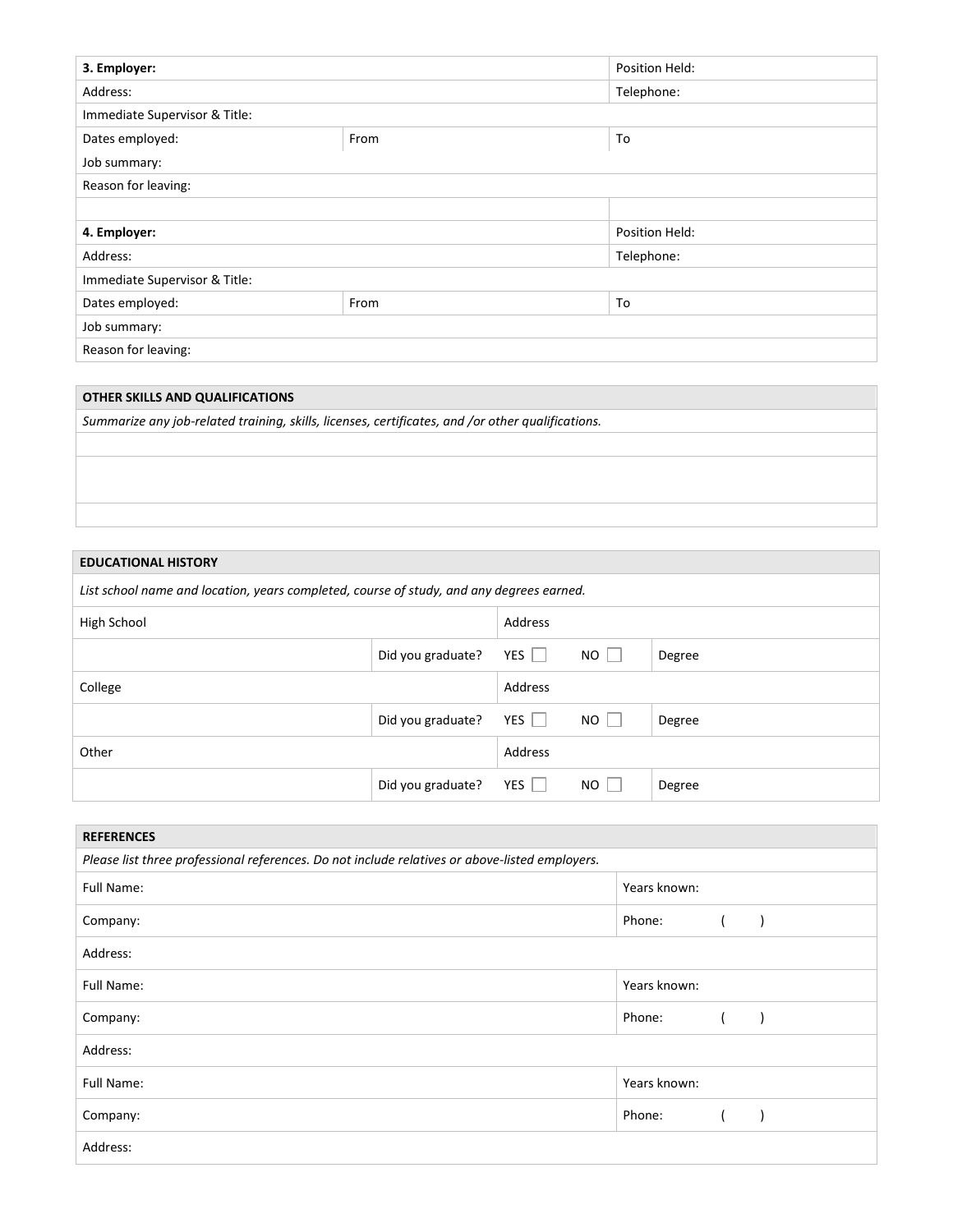| **3. Employer:** | | Position Held: |
|---|---|---|
| Address: | | Telephone: |
| Immediate Supervisor & Title: | | |
| Dates employed: | From | To |
| Job summary: | | |
| Reason for leaving: | | |
| | | |
| **4. Employer:** | | Position Held: |
| Address: | | Telephone: |
| Immediate Supervisor & Title: | | |
| Dates employed: | From | To |
| Job summary: | | |
| Reason for leaving: | | |

| **OTHER SKILLS AND QUALIFICATIONS** |
|---|
| *Summarize any job-related training, skills, licenses, certificates, and /or other qualifications.* |
| |
| |
| |

| **EDUCATIONAL HISTORY** | | | | |
|---|---|---|---|---|
| *List school name and location, years completed, course of study, and any degrees earned.* | | | | |
| High School | | Address | | |
| | Did you graduate? | YES ☐ | NO ☐ | Degree |
| College | | Address | | |
| | Did you graduate? | YES ☐ | NO ☐ | Degree |
| Other | | Address | | |
| | Did you graduate? | YES ☐ | NO ☐ | Degree |

| **REFERENCES** | |
|---|---|
| *Please list three professional references. Do not include relatives or above-listed employers.* | |
| Full Name: | Years known: |
| Company: | Phone: ( ) |
| Address: | |
| Full Name: | Years known: |
| Company: | Phone: ( ) |
| Address: | |
| Full Name: | Years known: |
| Company: | Phone: ( ) |
| Address: | |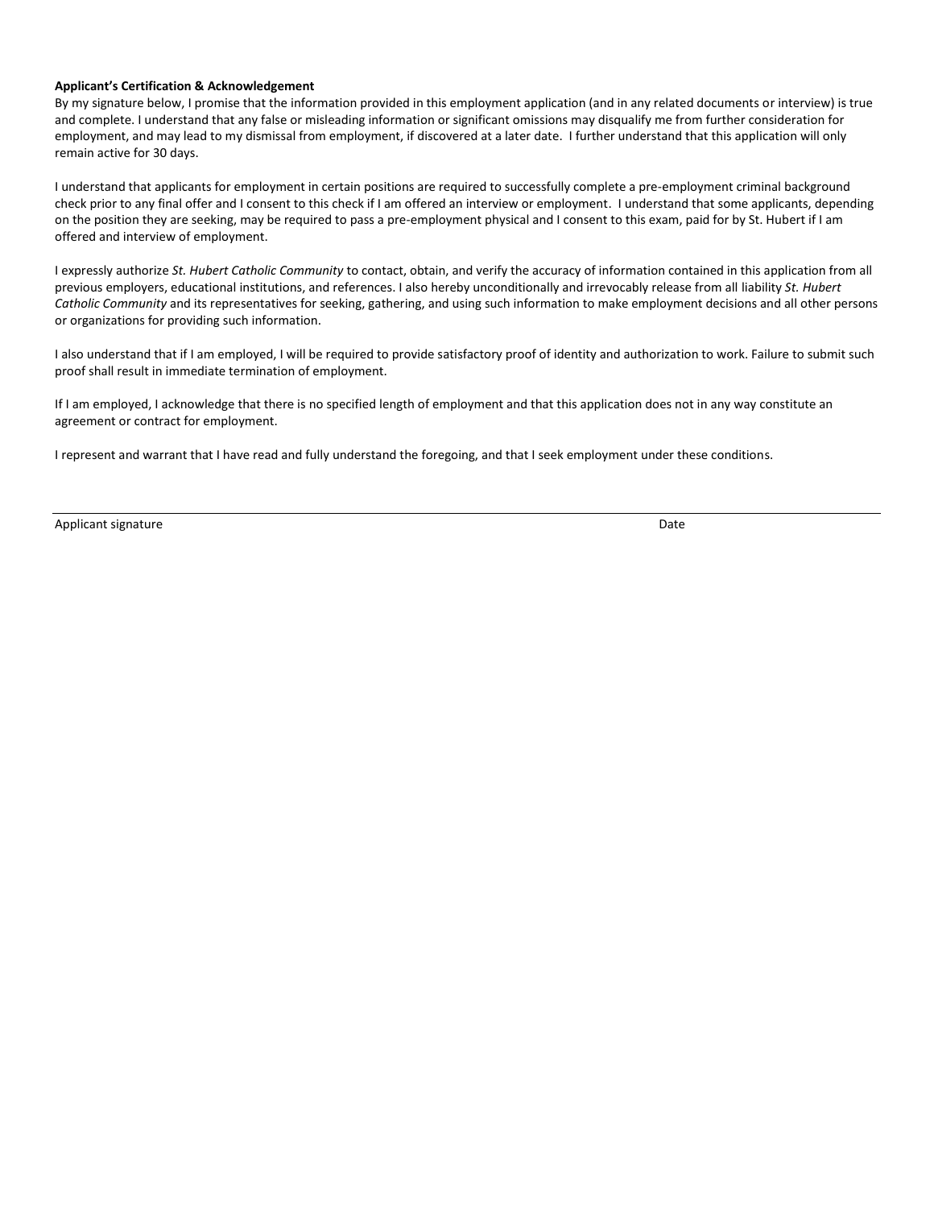**Applicant's Certification & Acknowledgement**

By my signature below, I promise that the information provided in this employment application (and in any related documents or interview) is true and complete. I understand that any false or misleading information or significant omissions may disqualify me from further consideration for employment, and may lead to my dismissal from employment, if discovered at a later date. I further understand that this application will only remain active for 30 days.

I understand that applicants for employment in certain positions are required to successfully complete a pre-employment criminal background check prior to any final offer and I consent to this check if I am offered an interview or employment. I understand that some applicants, depending on the position they are seeking, may be required to pass a pre-employment physical and I consent to this exam, paid for by St. Hubert if I am offered and interview of employment.

I expressly authorize *St. Hubert Catholic Community* to contact, obtain, and verify the accuracy of information contained in this application from all previous employers, educational institutions, and references. I also hereby unconditionally and irrevocably release from all liability *St. Hubert Catholic Community* and its representatives for seeking, gathering, and using such information to make employment decisions and all other persons or organizations for providing such information.

I also understand that if I am employed, I will be required to provide satisfactory proof of identity and authorization to work. Failure to submit such proof shall result in immediate termination of employment.

If I am employed, I acknowledge that there is no specified length of employment and that this application does not in any way constitute an agreement or contract for employment.

I represent and warrant that I have read and fully understand the foregoing, and that I seek employment under these conditions.

Applicant signature ______________________________ Date ______________